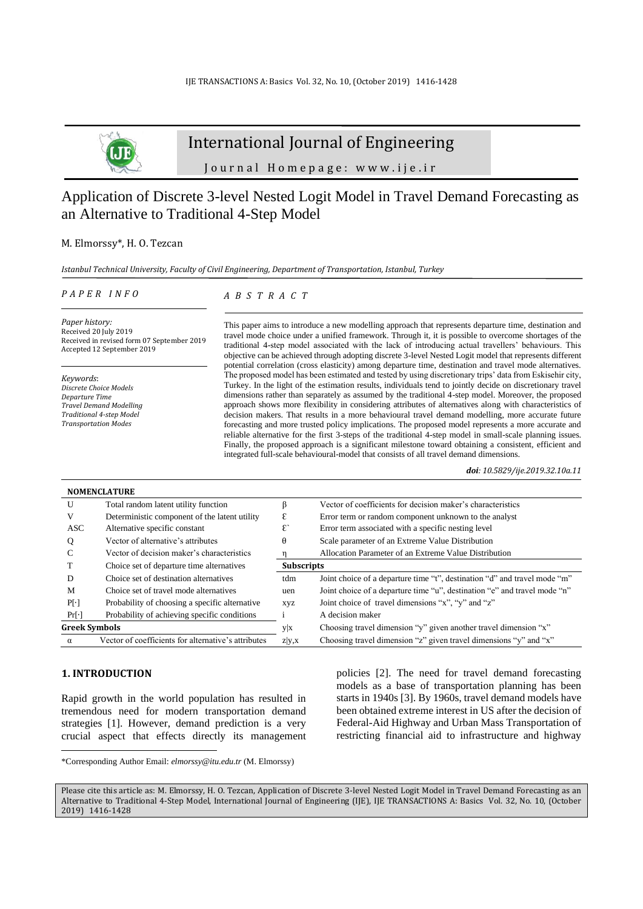# International Journal of Engineering

Journal Homepage: www.ije.ir

# Application of Discrete 3-level Nested Logit Model in Travel Demand Forecasting as an Alternative to Traditional 4-Step Model

M. Elmorssy*, H. O. Tezcan

*Istanbul Technical University, Faculty of Civil Engineering, Department of Transportation, Istanbul, Turkey*

## P A P E R  I N F O

*Paper history:*
Received 20 July 2019
Received in revised form 07 September 2019
Accepted 12 September 2019

*Keywords*:
*Discrete Choice Models*
*Departure Time*
*Travel Demand Modelling*
*Traditional 4-step Model*
*Transportation Modes*

## A B S T R A C T

This paper aims to introduce a new modelling approach that represents departure time, destination and travel mode choice under a unified framework. Through it, it is possible to overcome shortages of the traditional 4-step model associated with the lack of introducing actual travellers' behaviours. This objective can be achieved through adopting discrete 3-level Nested Logit model that represents different potential correlation (cross elasticity) among departure time, destination and travel mode alternatives. The proposed model has been estimated and tested by using discretionary trips' data from Eskisehir city, Turkey. In the light of the estimation results, individuals tend to jointly decide on discretionary travel dimensions rather than separately as assumed by the traditional 4-step model. Moreover, the proposed approach shows more flexibility in considering attributes of alternatives along with characteristics of decision makers. That results in a more behavioural travel demand modelling, more accurate future forecasting and more trusted policy implications. The proposed model represents a more accurate and reliable alternative for the first 3-steps of the traditional 4-step model in small-scale planning issues. Finally, the proposed approach is a significant milestone toward obtaining a consistent, efficient and integrated full-scale behavioural-model that consists of all travel demand dimensions.

***doi**: 10.5829/ije.2019.32.10a.11*

| **NOMENCLATURE** | | | |
|---|---|---|---|
| U | Total random latent utility function | $\beta$ | Vector of coefficients for decision maker's characteristics |
| V | Deterministic component of the latent utility | $\varepsilon$ | Error term or random component unknown to the analyst |
| ASC | Alternative specific constant | $\varepsilon^{`}$ | Error term associated with a specific nesting level |
| Q | Vector of alternative's attributes | $\theta$ | Scale parameter of an Extreme Value Distribution |
| C | Vector of decision maker's characteristics | $\eta$ | Allocation Parameter of an Extreme Value Distribution |
| T | Choice set of departure time alternatives | **Subscripts** | |
| D | Choice set of destination alternatives | tdm | Joint choice of a departure time "t", destination "d" and travel mode "m" |
| M | Choice set of travel mode alternatives | uen | Joint choice of a departure time "u", destination "e" and travel mode "n" |
| P[·] | Probability of choosing a specific alternative | xyz | Joint choice of travel dimensions "x", "y" and "z" |
| Pr[·] | Probability of achieving specific conditions | i | A decision maker |
| **Greek Symbols** | | y\|x | Choosing travel dimension "y" given another travel dimension "x" |
| $\alpha$ | Vector of coefficients for alternative's attributes | z\|y,x | Choosing travel dimension "z" given travel dimensions "y" and "x" |

## 1. INTRODUCTION

Rapid growth in the world population has resulted in tremendous need for modern transportation demand strategies [1]. However, demand prediction is a very crucial aspect that effects directly its management policies [2]. The need for travel demand forecasting models as a base of transportation planning has been starts in 1940s [3]. By 1960s, travel demand models have been obtained extreme interest in US after the decision of Federal-Aid Highway and Urban Mass Transportation of restricting financial aid to infrastructure and highway

*Corresponding Author Email: *elmorssy@itu.edu.tr* (M. Elmorssy)

Please cite this article as: M. Elmorssy, H. O. Tezcan, Application of Discrete 3-level Nested Logit Model in Travel Demand Forecasting as an Alternative to Traditional 4-Step Model, International Journal of Engineering (IJE), IJE TRANSACTIONS A: Basics Vol. 32, No. 10, (October 2019) 1416-1428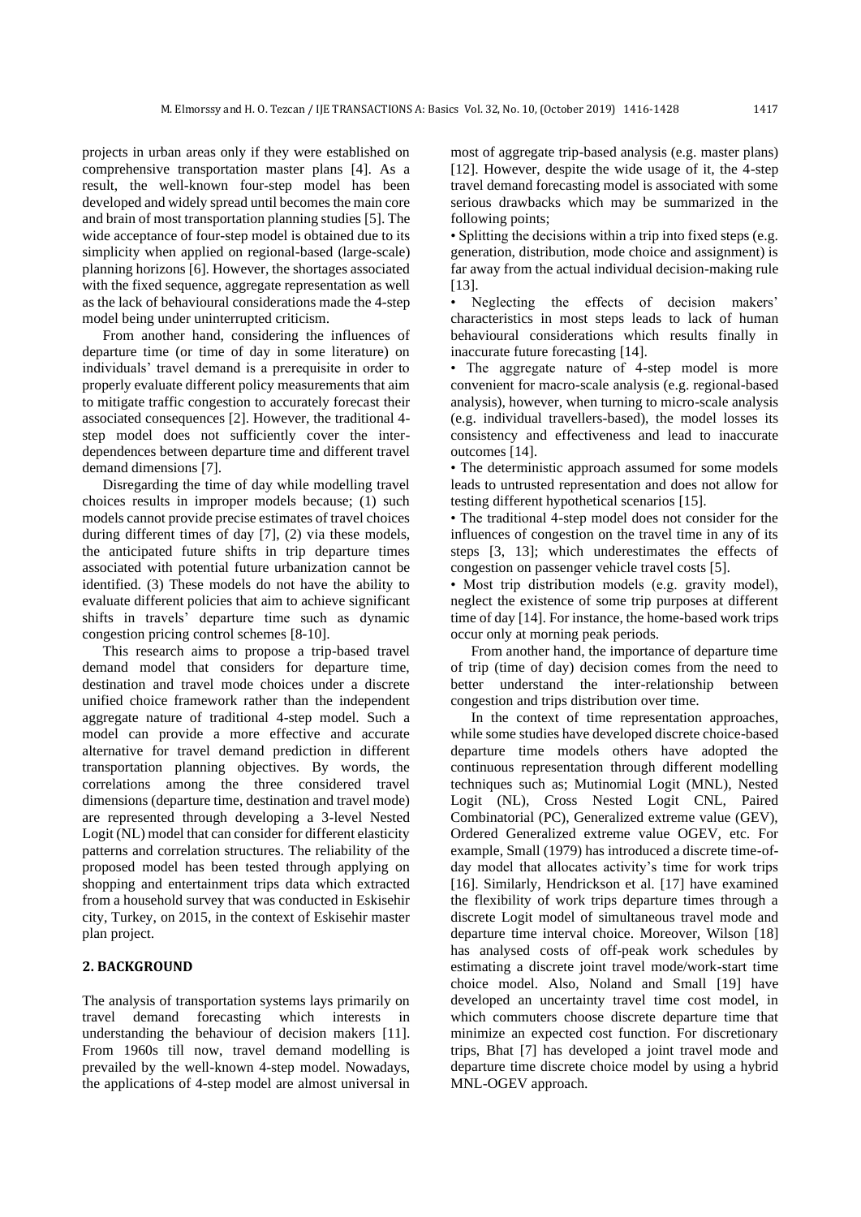projects in urban areas only if they were established on comprehensive transportation master plans [4]. As a result, the well-known four-step model has been developed and widely spread until becomes the main core and brain of most transportation planning studies [5]. The wide acceptance of four-step model is obtained due to its simplicity when applied on regional-based (large-scale) planning horizons [6]. However, the shortages associated with the fixed sequence, aggregate representation as well as the lack of behavioural considerations made the 4-step model being under uninterrupted criticism.

From another hand, considering the influences of departure time (or time of day in some literature) on individuals' travel demand is a prerequisite in order to properly evaluate different policy measurements that aim to mitigate traffic congestion to accurately forecast their associated consequences [2]. However, the traditional 4-step model does not sufficiently cover the inter-dependences between departure time and different travel demand dimensions [7].

Disregarding the time of day while modelling travel choices results in improper models because; (1) such models cannot provide precise estimates of travel choices during different times of day [7], (2) via these models, the anticipated future shifts in trip departure times associated with potential future urbanization cannot be identified. (3) These models do not have the ability to evaluate different policies that aim to achieve significant shifts in travels' departure time such as dynamic congestion pricing control schemes [8-10].

This research aims to propose a trip-based travel demand model that considers for departure time, destination and travel mode choices under a discrete unified choice framework rather than the independent aggregate nature of traditional 4-step model. Such a model can provide a more effective and accurate alternative for travel demand prediction in different transportation planning objectives. By words, the correlations among the three considered travel dimensions (departure time, destination and travel mode) are represented through developing a 3-level Nested Logit (NL) model that can consider for different elasticity patterns and correlation structures. The reliability of the proposed model has been tested through applying on shopping and entertainment trips data which extracted from a household survey that was conducted in Eskisehir city, Turkey, on 2015, in the context of Eskisehir master plan project.

## 2. BACKGROUND

The analysis of transportation systems lays primarily on travel demand forecasting which interests in understanding the behaviour of decision makers [11]. From 1960s till now, travel demand modelling is prevailed by the well-known 4-step model. Nowadays, the applications of 4-step model are almost universal in most of aggregate trip-based analysis (e.g. master plans) [12]. However, despite the wide usage of it, the 4-step travel demand forecasting model is associated with some serious drawbacks which may be summarized in the following points;

- Splitting the decisions within a trip into fixed steps (e.g. generation, distribution, mode choice and assignment) is far away from the actual individual decision-making rule [13].
- Neglecting the effects of decision makers' characteristics in most steps leads to lack of human behavioural considerations which results finally in inaccurate future forecasting [14].
- The aggregate nature of 4-step model is more convenient for macro-scale analysis (e.g. regional-based analysis), however, when turning to micro-scale analysis (e.g. individual travellers-based), the model losses its consistency and effectiveness and lead to inaccurate outcomes [14].
- The deterministic approach assumed for some models leads to untrusted representation and does not allow for testing different hypothetical scenarios [15].
- The traditional 4-step model does not consider for the influences of congestion on the travel time in any of its steps [3, 13]; which underestimates the effects of congestion on passenger vehicle travel costs [5].
- Most trip distribution models (e.g. gravity model), neglect the existence of some trip purposes at different time of day [14]. For instance, the home-based work trips occur only at morning peak periods.

From another hand, the importance of departure time of trip (time of day) decision comes from the need to better understand the inter-relationship between congestion and trips distribution over time.

In the context of time representation approaches, while some studies have developed discrete choice-based departure time models others have adopted the continuous representation through different modelling techniques such as; Mutinomial Logit (MNL), Nested Logit (NL), Cross Nested Logit CNL, Paired Combinatorial (PC), Generalized extreme value (GEV), Ordered Generalized extreme value OGEV, etc. For example, Small (1979) has introduced a discrete time-of-day model that allocates activity's time for work trips [16]. Similarly, Hendrickson et al. [17] have examined the flexibility of work trips departure times through a discrete Logit model of simultaneous travel mode and departure time interval choice. Moreover, Wilson [18] has analysed costs of off-peak work schedules by estimating a discrete joint travel mode/work-start time choice model. Also, Noland and Small [19] have developed an uncertainty travel time cost model, in which commuters choose discrete departure time that minimize an expected cost function. For discretionary trips, Bhat [7] has developed a joint travel mode and departure time discrete choice model by using a hybrid MNL-OGEV approach.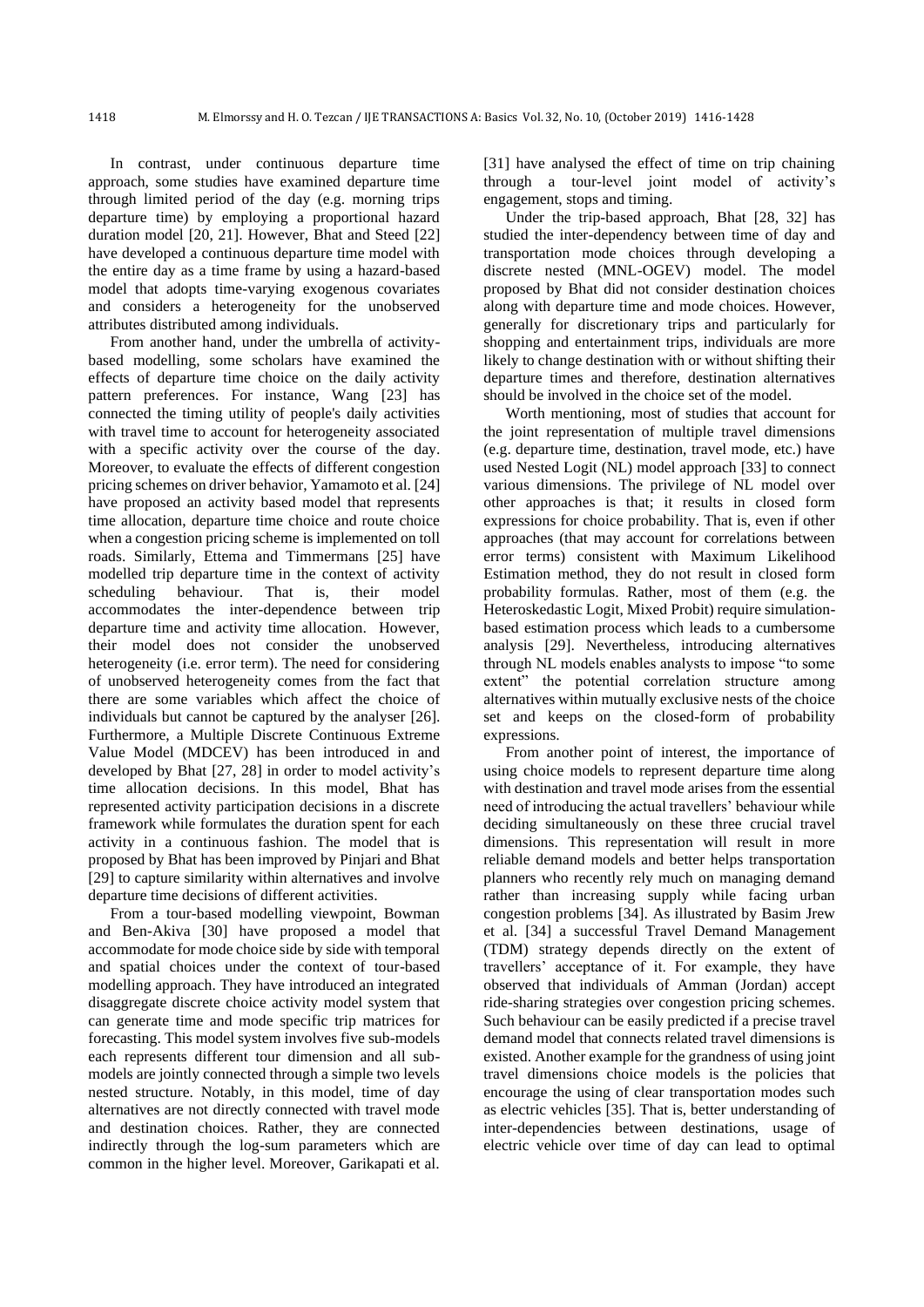In contrast, under continuous departure time approach, some studies have examined departure time through limited period of the day (e.g. morning trips departure time) by employing a proportional hazard duration model [20, 21]. However, Bhat and Steed [22] have developed a continuous departure time model with the entire day as a time frame by using a hazard-based model that adopts time-varying exogenous covariates and considers a heterogeneity for the unobserved attributes distributed among individuals.

From another hand, under the umbrella of activity-based modelling, some scholars have examined the effects of departure time choice on the daily activity pattern preferences. For instance, Wang [23] has connected the timing utility of people's daily activities with travel time to account for heterogeneity associated with a specific activity over the course of the day. Moreover, to evaluate the effects of different congestion pricing schemes on driver behavior, Yamamoto et al. [24] have proposed an activity based model that represents time allocation, departure time choice and route choice when a congestion pricing scheme is implemented on toll roads. Similarly, Ettema and Timmermans [25] have modelled trip departure time in the context of activity scheduling behaviour. That is, their model accommodates the inter-dependence between trip departure time and activity time allocation. However, their model does not consider the unobserved heterogeneity (i.e. error term). The need for considering of unobserved heterogeneity comes from the fact that there are some variables which affect the choice of individuals but cannot be captured by the analyser [26]. Furthermore, a Multiple Discrete Continuous Extreme Value Model (MDCEV) has been introduced in and developed by Bhat [27, 28] in order to model activity's time allocation decisions. In this model, Bhat has represented activity participation decisions in a discrete framework while formulates the duration spent for each activity in a continuous fashion. The model that is proposed by Bhat has been improved by Pinjari and Bhat [29] to capture similarity within alternatives and involve departure time decisions of different activities.

From a tour-based modelling viewpoint, Bowman and Ben-Akiva [30] have proposed a model that accommodate for mode choice side by side with temporal and spatial choices under the context of tour-based modelling approach. They have introduced an integrated disaggregate discrete choice activity model system that can generate time and mode specific trip matrices for forecasting. This model system involves five sub-models each represents different tour dimension and all sub-models are jointly connected through a simple two levels nested structure. Notably, in this model, time of day alternatives are not directly connected with travel mode and destination choices. Rather, they are connected indirectly through the log-sum parameters which are common in the higher level. Moreover, Garikapati et al. [31] have analysed the effect of time on trip chaining through a tour-level joint model of activity's engagement, stops and timing.

Under the trip-based approach, Bhat [28, 32] has studied the inter-dependency between time of day and transportation mode choices through developing a discrete nested (MNL-OGEV) model. The model proposed by Bhat did not consider destination choices along with departure time and mode choices. However, generally for discretionary trips and particularly for shopping and entertainment trips, individuals are more likely to change destination with or without shifting their departure times and therefore, destination alternatives should be involved in the choice set of the model.

Worth mentioning, most of studies that account for the joint representation of multiple travel dimensions (e.g. departure time, destination, travel mode, etc.) have used Nested Logit (NL) model approach [33] to connect various dimensions. The privilege of NL model over other approaches is that; it results in closed form expressions for choice probability. That is, even if other approaches (that may account for correlations between error terms) consistent with Maximum Likelihood Estimation method, they do not result in closed form probability formulas. Rather, most of them (e.g. the Heteroskedastic Logit, Mixed Probit) require simulation-based estimation process which leads to a cumbersome analysis [29]. Nevertheless, introducing alternatives through NL models enables analysts to impose "to some extent" the potential correlation structure among alternatives within mutually exclusive nests of the choice set and keeps on the closed-form of probability expressions.

From another point of interest, the importance of using choice models to represent departure time along with destination and travel mode arises from the essential need of introducing the actual travellers' behaviour while deciding simultaneously on these three crucial travel dimensions. This representation will result in more reliable demand models and better helps transportation planners who recently rely much on managing demand rather than increasing supply while facing urban congestion problems [34]. As illustrated by Basim Jrew et al. [34] a successful Travel Demand Management (TDM) strategy depends directly on the extent of travellers' acceptance of it. For example, they have observed that individuals of Amman (Jordan) accept ride-sharing strategies over congestion pricing schemes. Such behaviour can be easily predicted if a precise travel demand model that connects related travel dimensions is existed. Another example for the grandness of using joint travel dimensions choice models is the policies that encourage the using of clear transportation modes such as electric vehicles [35]. That is, better understanding of inter-dependencies between destinations, usage of electric vehicle over time of day can lead to optimal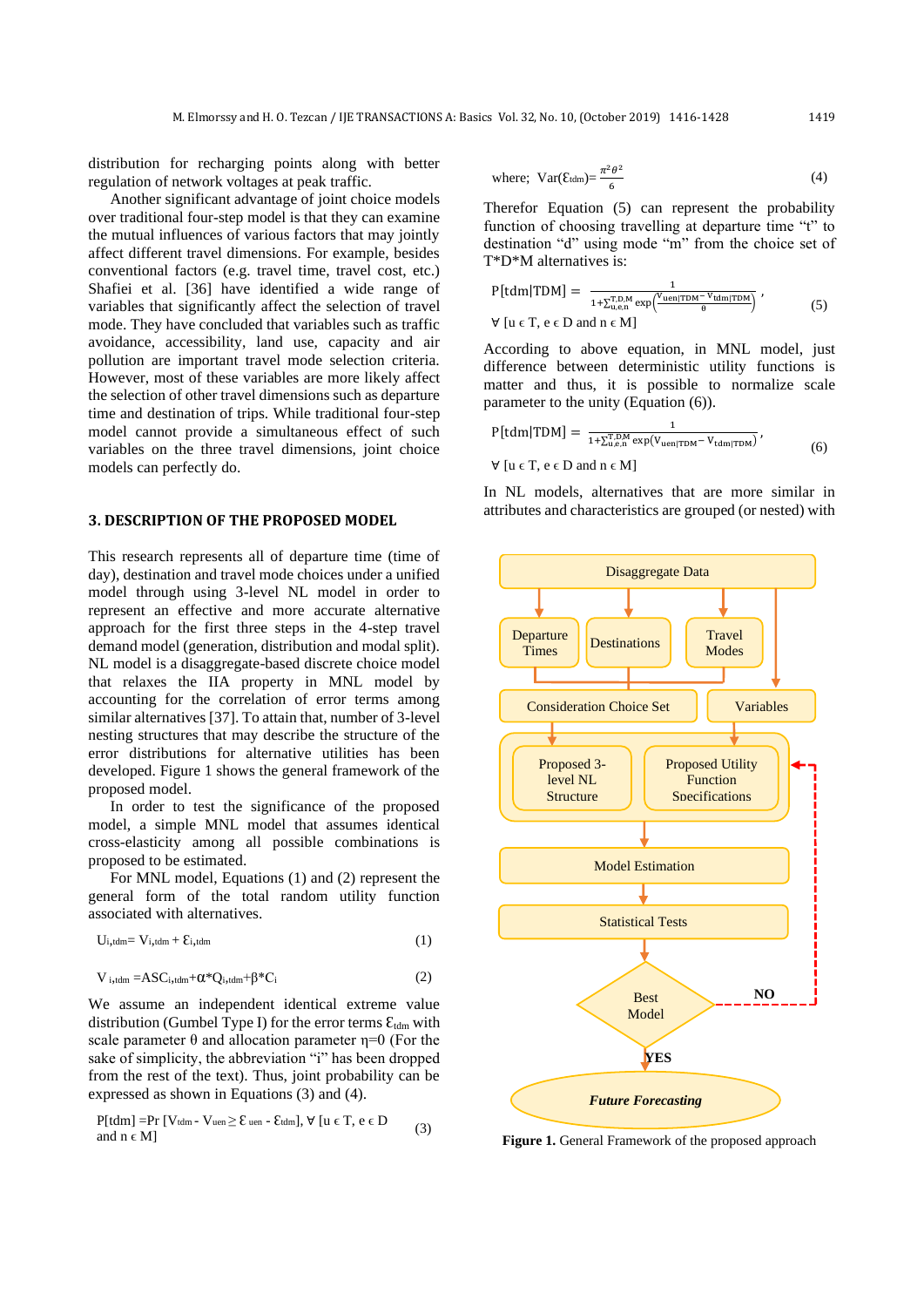distribution for recharging points along with better regulation of network voltages at peak traffic.

Another significant advantage of joint choice models over traditional four-step model is that they can examine the mutual influences of various factors that may jointly affect different travel dimensions. For example, besides conventional factors (e.g. travel time, travel cost, etc.) Shafiei et al. [36] have identified a wide range of variables that significantly affect the selection of travel mode. They have concluded that variables such as traffic avoidance, accessibility, land use, capacity and air pollution are important travel mode selection criteria. However, most of these variables are more likely affect the selection of other travel dimensions such as departure time and destination of trips. While traditional four-step model cannot provide a simultaneous effect of such variables on the three travel dimensions, joint choice models can perfectly do.

## 3. DESCRIPTION OF THE PROPOSED MODEL

This research represents all of departure time (time of day), destination and travel mode choices under a unified model through using 3-level NL model in order to represent an effective and more accurate alternative approach for the first three steps in the 4-step travel demand model (generation, distribution and modal split). NL model is a disaggregate-based discrete choice model that relaxes the IIA property in MNL model by accounting for the correlation of error terms among similar alternatives [37]. To attain that, number of 3-level nesting structures that may describe the structure of the error distributions for alternative utilities has been developed. Figure 1 shows the general framework of the proposed model.

In order to test the significance of the proposed model, a simple MNL model that assumes identical cross-elasticity among all possible combinations is proposed to be estimated.

For MNL model, Equations (1) and (2) represent the general form of the total random utility function associated with alternatives.

$$U_{i,tdm} = V_{i,tdm} + \varepsilon_{i,tdm} \tag{1}$$

$$V_{i,tdm} = ASC_{i,tdm} + \alpha^* Q_{i,tdm} + \beta^* C_i \tag{2}$$

We assume an independent identical extreme value distribution (Gumbel Type I) for the error terms $\varepsilon_{tdm}$ with scale parameter $\theta$ and allocation parameter $\eta$=0 (For the sake of simplicity, the abbreviation "i" has been dropped from the rest of the text). Thus, joint probability can be expressed as shown in Equations (3) and (4).

$$P[tdm] = \Pr\left[V_{tdm} - V_{uen} \geq \varepsilon_{uen} - \varepsilon_{tdm}\right],\ \forall\ [u \in T,\ e \in D \text{ and } n \in M] \tag{3}$$

$$\text{where; } Var(\varepsilon_{tdm}) = \frac{\pi^2 \theta^2}{6} \tag{4}$$

Therefor Equation (5) can represent the probability function of choosing travelling at departure time "t" to destination "d" using mode "m" from the choice set of T*D*M alternatives is:

$$P[tdm|TDM] = \frac{1}{1+\sum_{u,e,n}^{T,D,M} \exp\left(\frac{V_{uen|TDM} - V_{tdm|TDM}}{\theta}\right)}, \quad \forall\ [u \in T,\ e \in D \text{ and } n \in M] \tag{5}$$

According to above equation, in MNL model, just difference between deterministic utility functions is matter and thus, it is possible to normalize scale parameter to the unity (Equation (6)).

$$P[tdm|TDM] = \frac{1}{1+\sum_{u,e,n}^{T,D,M} \exp\left(V_{uen|TDM} - V_{tdm|TDM}\right)}, \quad \forall\ [u \in T,\ e \in D \text{ and } n \in M] \tag{6}$$

In NL models, alternatives that are more similar in attributes and characteristics are grouped (or nested) with

**Figure 1.** General Framework of the proposed approach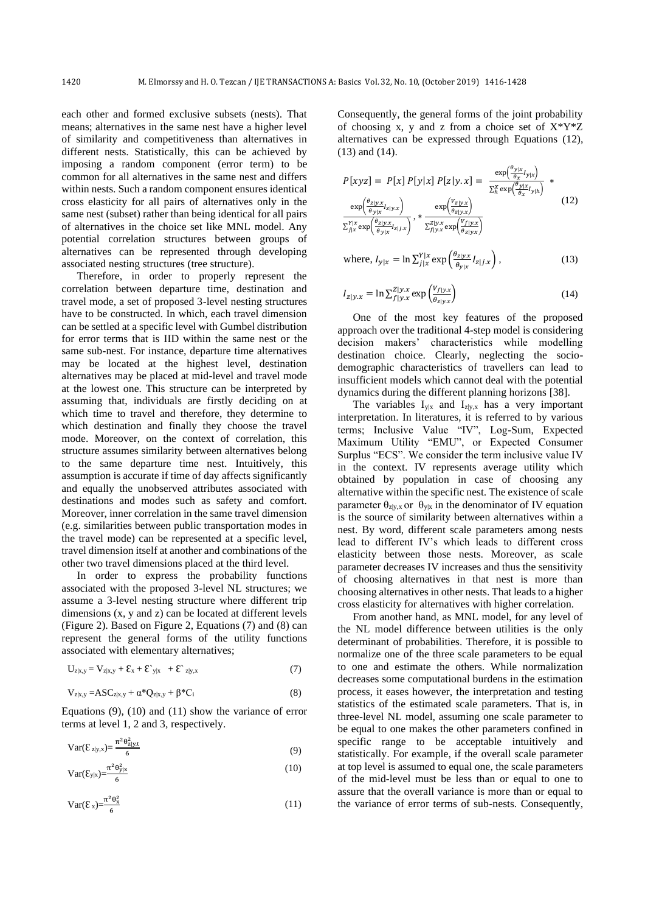each other and formed exclusive subsets (nests). That means; alternatives in the same nest have a higher level of similarity and competitiveness than alternatives in different nests. Statistically, this can be achieved by imposing a random component (error term) to be common for all alternatives in the same nest and differs within nests. Such a random component ensures identical cross elasticity for all pairs of alternatives only in the same nest (subset) rather than being identical for all pairs of alternatives in the choice set like MNL model. Any potential correlation structures between groups of alternatives can be represented through developing associated nesting structures (tree structure).

Therefore, in order to properly represent the correlation between departure time, destination and travel mode, a set of proposed 3-level nesting structures have to be constructed. In which, each travel dimension can be settled at a specific level with Gumbel distribution for error terms that is IID within the same nest or the same sub-nest. For instance, departure time alternatives may be located at the highest level, destination alternatives may be placed at mid-level and travel mode at the lowest one. This structure can be interpreted by assuming that, individuals are firstly deciding on at which time to travel and therefore, they determine to which destination and finally they choose the travel mode. Moreover, on the context of correlation, this structure assumes similarity between alternatives belong to the same departure time nest. Intuitively, this assumption is accurate if time of day affects significantly and equally the unobserved attributes associated with destinations and modes such as safety and comfort. Moreover, inner correlation in the same travel dimension (e.g. similarities between public transportation modes in the travel mode) can be represented at a specific level, travel dimension itself at another and combinations of the other two travel dimensions placed at the third level.

In order to express the probability functions associated with the proposed 3-level NL structures; we assume a 3-level nesting structure where different trip dimensions (x, y and z) can be located at different levels (Figure 2). Based on Figure 2, Equations (7) and (8) can represent the general forms of the utility functions associated with elementary alternatives;

$$U_{z|x,y} = V_{z|x,y} + \varepsilon_x + \varepsilon`_{y|x} + \varepsilon`_{z|y,x} \tag{7}$$

$$V_{z|x,y} = ASC_{z|x,y} + \alpha * Q_{z|x,y} + \beta * C_i \tag{8}$$

Equations (9), (10) and (11) show the variance of error terms at level 1, 2 and 3, respectively.

$$\mathrm{Var}(\varepsilon_{z|y,x}) = \frac{\pi^2 \theta_{z|y,t}^2}{6} \tag{9}$$

$$\mathrm{Var}(\varepsilon_{y|x}) = \frac{\pi^2 \theta_{y|x}^2}{6} \tag{10}$$

$$\mathrm{Var}(\varepsilon_{x}) = \frac{\pi^2 \theta_{x}^2}{6} \tag{11}$$

Consequently, the general forms of the joint probability of choosing x, y and z from a choice set of X*Y*Z alternatives can be expressed through Equations (12), (13) and (14).

$$P[xyz] = P[x]\,P[y|x]\,P[z|y.x] = \frac{\exp\left(\frac{\theta_{y|x}}{\theta_x} I_{y|x}\right)}{\sum_h^X \exp\left(\frac{\theta_{y|x}}{\theta_x} I_{y|h}\right)} * \frac{\exp\left(\frac{\theta_{z|y.x}}{\theta_{y|x}} I_{z|y.x}\right)}{\sum_{j|x}^{Y|x} \exp\left(\frac{\theta_{z|y.x}}{\theta_{y|x}} I_{z|j.x}\right)}, * \frac{\exp\left(\frac{V_{z|y.x}}{\theta_{z|y.x}}\right)}{\sum_{f|y.x}^{Z|y.x} \exp\left(\frac{V_{f|y.x}}{\theta_{z|y.x}}\right)} \tag{12}$$

$$\text{where, } I_{y|x} = \ln \sum_{j|x}^{Y|x} \exp\left(\frac{\theta_{z|y.x}}{\theta_{y|x}} I_{z|j.x}\right), \tag{13}$$

$$I_{z|y.x} = \ln \sum_{f|y.x}^{Z|y.x} \exp\left(\frac{V_{f|y.x}}{\theta_{z|y.x}}\right) \tag{14}$$

One of the most key features of the proposed approach over the traditional 4-step model is considering decision makers' characteristics while modelling destination choice. Clearly, neglecting the socio-demographic characteristics of travellers can lead to insufficient models which cannot deal with the potential dynamics during the different planning horizons [38].

The variables $I_{y|x}$ and $I_{z|y,x}$ has a very important interpretation. In literatures, it is referred to by various terms; Inclusive Value "IV", Log-Sum, Expected Maximum Utility "EMU", or Expected Consumer Surplus "ECS". We consider the term inclusive value IV in the context. IV represents average utility which obtained by population in case of choosing any alternative within the specific nest. The existence of scale parameter $\theta_{z|y,x}$ or $\theta_{y|x}$ in the denominator of IV equation is the source of similarity between alternatives within a nest. By word, different scale parameters among nests lead to different IV's which leads to different cross elasticity between those nests. Moreover, as scale parameter decreases IV increases and thus the sensitivity of choosing alternatives in that nest is more than choosing alternatives in other nests. That leads to a higher cross elasticity for alternatives with higher correlation.

From another hand, as MNL model, for any level of the NL model difference between utilities is the only determinant of probabilities. Therefore, it is possible to normalize one of the three scale parameters to be equal to one and estimate the others. While normalization decreases some computational burdens in the estimation process, it eases however, the interpretation and testing statistics of the estimated scale parameters. That is, in three-level NL model, assuming one scale parameter to be equal to one makes the other parameters confined in specific range to be acceptable intuitively and statistically. For example, if the overall scale parameter at top level is assumed to equal one, the scale parameters of the mid-level must be less than or equal to one to assure that the overall variance is more than or equal to the variance of error terms of sub-nests. Consequently,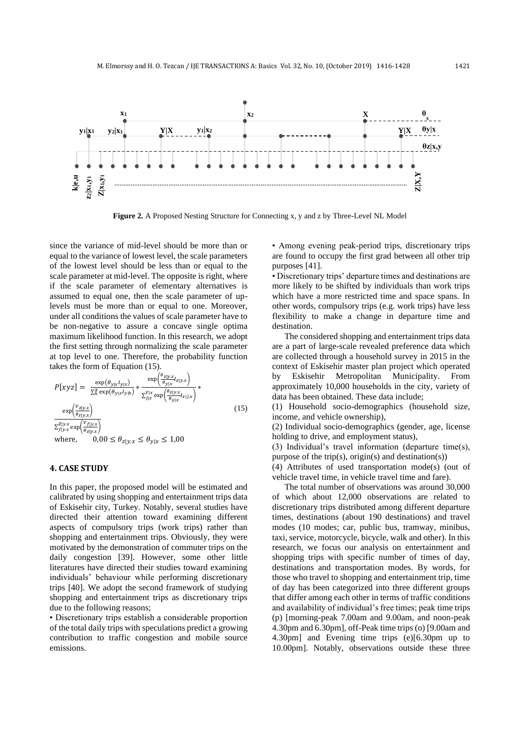**Figure 2.** A Proposed Nesting Structure for Connecting x, y and z by Three-Level NL Model

since the variance of mid-level should be more than or equal to the variance of lowest level, the scale parameters of the lowest level should be less than or equal to the scale parameter at mid-level. The opposite is right, where if the scale parameter of elementary alternatives is assumed to equal one, then the scale parameter of up-levels must be more than or equal to one. Moreover, under all conditions the values of scale parameter have to be non-negative to assure a concave single optima maximum likelihood function. In this research, we adopt the first setting through normalizing the scale parameter at top level to one. Therefore, the probability function takes the form of Equation (15).

$$P[xyz] = \frac{\exp(\theta_{y|x} I_{y|x})}{\sum_{h}^{X} \exp(\theta_{y|x} I_{y|h})} * \frac{\exp\left(\frac{\theta_{z|y.x}}{\theta_{y|x}} I_{z|y.x}\right)}{\sum_{j|x}^{Y|x} \exp\left(\frac{\theta_{z|y.x}}{\theta_{y|x}} I_{z|j.x}\right)} * \frac{\exp\left(\frac{V_{z|y.x}}{\theta_{z|y.x}}\right)}{\sum_{f|y.x}^{Z|y.x} \exp\left(\frac{V_{f|y.x}}{\theta_{z|y.x}}\right)} \tag{15}$$

where, $0{,}00 \leq \theta_{z|y.x} \leq \theta_{y|x} \leq 1{,}00$

## 4. CASE STUDY

In this paper, the proposed model will be estimated and calibrated by using shopping and entertainment trips data of Eskisehir city, Turkey. Notably, several studies have directed their attention toward examining different aspects of compulsory trips (work trips) rather than shopping and entertainment trips. Obviously, they were motivated by the demonstration of commuter trips on the daily congestion [39]. However, some other little literatures have directed their studies toward examining individuals' behaviour while performing discretionary trips [40]. We adopt the second framework of studying shopping and entertainment trips as discretionary trips due to the following reasons;

• Discretionary trips establish a considerable proportion of the total daily trips with speculations predict a growing contribution to traffic congestion and mobile source emissions.

• Among evening peak-period trips, discretionary trips are found to occupy the first grad between all other trip purposes [41].

• Discretionary trips' departure times and destinations are more likely to be shifted by individuals than work trips which have a more restricted time and space spans. In other words, compulsory trips (e.g. work trips) have less flexibility to make a change in departure time and destination.

The considered shopping and entertainment trips data are a part of large-scale revealed preference data which are collected through a household survey in 2015 in the context of Eskisehir master plan project which operated by Eskisehir Metropolitan Municipality. From approximately 10,000 households in the city, variety of data has been obtained. These data include;

(1) Household socio-demographics (household size, income, and vehicle ownership),

(2) Individual socio-demographics (gender, age, license holding to drive, and employment status),

(3) Individual's travel information (departure time(s), purpose of the trip(s), origin(s) and destination(s))

(4) Attributes of used transportation mode(s) (out of vehicle travel time, in vehicle travel time and fare).

The total number of observations was around 30,000 of which about 12,000 observations are related to discretionary trips distributed among different departure times, destinations (about 190 destinations) and travel modes (10 modes; car, public bus, tramway, minibus, taxi, service, motorcycle, bicycle, walk and other). In this research, we focus our analysis on entertainment and shopping trips with specific number of times of day, destinations and transportation modes. By words, for those who travel to shopping and entertainment trip, time of day has been categorized into three different groups that differ among each other in terms of traffic conditions and availability of individual's free times; peak time trips (p) [morning-peak 7.00am and 9.00am, and noon-peak 4.30pm and 6.30pm], off-Peak time trips (o) [9.00am and 4.30pm] and Evening time trips (e)[6.30pm up to 10.00pm]. Notably, observations outside these three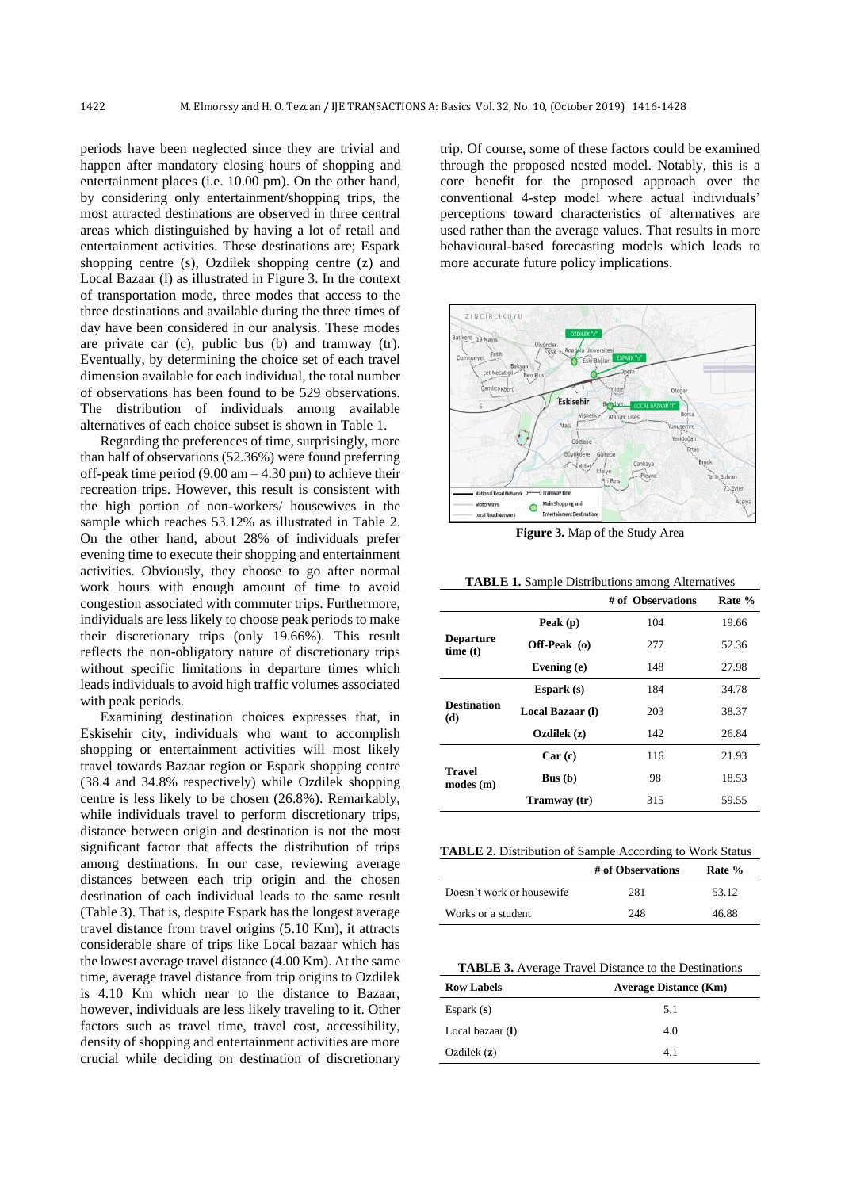periods have been neglected since they are trivial and happen after mandatory closing hours of shopping and entertainment places (i.e. 10.00 pm). On the other hand, by considering only entertainment/shopping trips, the most attracted destinations are observed in three central areas which distinguished by having a lot of retail and entertainment activities. These destinations are; Espark shopping centre (s), Ozdilek shopping centre (z) and Local Bazaar (l) as illustrated in Figure 3. In the context of transportation mode, three modes that access to the three destinations and available during the three times of day have been considered in our analysis. These modes are private car (c), public bus (b) and tramway (tr). Eventually, by determining the choice set of each travel dimension available for each individual, the total number of observations has been found to be 529 observations. The distribution of individuals among available alternatives of each choice subset is shown in Table 1.

Regarding the preferences of time, surprisingly, more than half of observations (52.36%) were found preferring off-peak time period (9.00 am – 4.30 pm) to achieve their recreation trips. However, this result is consistent with the high portion of non-workers/ housewives in the sample which reaches 53.12% as illustrated in Table 2. On the other hand, about 28% of individuals prefer evening time to execute their shopping and entertainment activities. Obviously, they choose to go after normal work hours with enough amount of time to avoid congestion associated with commuter trips. Furthermore, individuals are less likely to choose peak periods to make their discretionary trips (only 19.66%). This result reflects the non-obligatory nature of discretionary trips without specific limitations in departure times which leads individuals to avoid high traffic volumes associated with peak periods.

Examining destination choices expresses that, in Eskisehir city, individuals who want to accomplish shopping or entertainment activities will most likely travel towards Bazaar region or Espark shopping centre (38.4 and 34.8% respectively) while Ozdilek shopping centre is less likely to be chosen (26.8%). Remarkably, while individuals travel to perform discretionary trips, distance between origin and destination is not the most significant factor that affects the distribution of trips among destinations. In our case, reviewing average distances between each trip origin and the chosen destination of each individual leads to the same result (Table 3). That is, despite Espark has the longest average travel distance from travel origins (5.10 Km), it attracts considerable share of trips like Local bazaar which has the lowest average travel distance (4.00 Km). At the same time, average travel distance from trip origins to Ozdilek is 4.10 Km which near to the distance to Bazaar, however, individuals are less likely traveling to it. Other factors such as travel time, travel cost, accessibility, density of shopping and entertainment activities are more crucial while deciding on destination of discretionary trip. Of course, some of these factors could be examined through the proposed nested model. Notably, this is a core benefit for the proposed approach over the conventional 4-step model where actual individuals' perceptions toward characteristics of alternatives are used rather than the average values. That results in more behavioural-based forecasting models which leads to more accurate future policy implications.

**Figure 3.** Map of the Study Area

**TABLE 1.** Sample Distributions among Alternatives

| | | # of Observations | Rate % |
|---|---|---|---|
| **Departure time (t)** | **Peak (p)** | 104 | 19.66 |
| | **Off-Peak (o)** | 277 | 52.36 |
| | **Evening (e)** | 148 | 27.98 |
| **Destination (d)** | **Espark (s)** | 184 | 34.78 |
| | **Local Bazaar (l)** | 203 | 38.37 |
| | **Ozdilek (z)** | 142 | 26.84 |
| **Travel modes (m)** | **Car (c)** | 116 | 21.93 |
| | **Bus (b)** | 98 | 18.53 |
| | **Tramway (tr)** | 315 | 59.55 |

**TABLE 2.** Distribution of Sample According to Work Status

| | # of Observations | Rate % |
|---|---|---|
| Doesn't work or housewife | 281 | 53.12 |
| Works or a student | 248 | 46.88 |

**TABLE 3.** Average Travel Distance to the Destinations

| Row Labels | Average Distance (Km) |
|---|---|
| Espark (**s**) | 5.1 |
| Local bazaar (**l**) | 4.0 |
| Ozdilek (**z**) | 4.1 |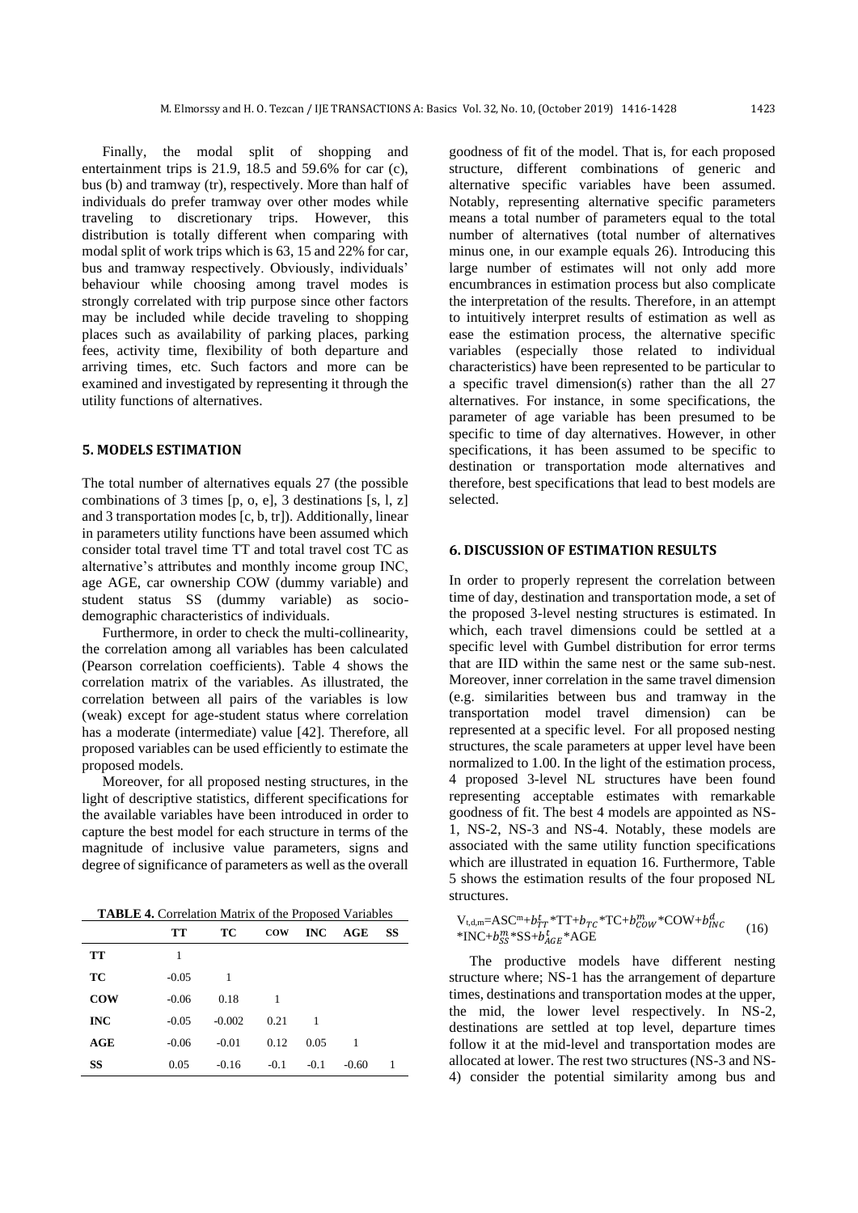Finally, the modal split of shopping and entertainment trips is 21.9, 18.5 and 59.6% for car (c), bus (b) and tramway (tr), respectively. More than half of individuals do prefer tramway over other modes while traveling to discretionary trips. However, this distribution is totally different when comparing with modal split of work trips which is 63, 15 and 22% for car, bus and tramway respectively. Obviously, individuals' behaviour while choosing among travel modes is strongly correlated with trip purpose since other factors may be included while decide traveling to shopping places such as availability of parking places, parking fees, activity time, flexibility of both departure and arriving times, etc. Such factors and more can be examined and investigated by representing it through the utility functions of alternatives.

## 5. MODELS ESTIMATION

The total number of alternatives equals 27 (the possible combinations of 3 times [p, o, e], 3 destinations [s, l, z] and 3 transportation modes [c, b, tr]). Additionally, linear in parameters utility functions have been assumed which consider total travel time TT and total travel cost TC as alternative's attributes and monthly income group INC, age AGE, car ownership COW (dummy variable) and student status SS (dummy variable) as socio-demographic characteristics of individuals.

Furthermore, in order to check the multi-collinearity, the correlation among all variables has been calculated (Pearson correlation coefficients). Table 4 shows the correlation matrix of the variables. As illustrated, the correlation between all pairs of the variables is low (weak) except for age-student status where correlation has a moderate (intermediate) value [42]. Therefore, all proposed variables can be used efficiently to estimate the proposed models.

Moreover, for all proposed nesting structures, in the light of descriptive statistics, different specifications for the available variables have been introduced in order to capture the best model for each structure in terms of the magnitude of inclusive value parameters, signs and degree of significance of parameters as well as the overall goodness of fit of the model. That is, for each proposed structure, different combinations of generic and alternative specific variables have been assumed. Notably, representing alternative specific parameters means a total number of parameters equal to the total number of alternatives (total number of alternatives minus one, in our example equals 26). Introducing this large number of estimates will not only add more encumbrances in estimation process but also complicate the interpretation of the results. Therefore, in an attempt to intuitively interpret results of estimation as well as ease the estimation process, the alternative specific variables (especially those related to individual characteristics) have been represented to be particular to a specific travel dimension(s) rather than the all 27 alternatives. For instance, in some specifications, the parameter of age variable has been presumed to be specific to time of day alternatives. However, in other specifications, it has been assumed to be specific to destination or transportation mode alternatives and therefore, best specifications that lead to best models are selected.

**TABLE 4.** Correlation Matrix of the Proposed Variables

| | TT | TC | COW | INC | AGE | SS |
|---|---|---|---|---|---|---|
| **TT** | 1 | | | | | |
| **TC** | -0.05 | 1 | | | | |
| **COW** | -0.06 | 0.18 | 1 | | | |
| **INC** | -0.05 | -0.002 | 0.21 | 1 | | |
| **AGE** | -0.06 | -0.01 | 0.12 | 0.05 | 1 | |
| **SS** | 0.05 | -0.16 | -0.1 | -0.1 | -0.60 | 1 |

## 6. DISCUSSION OF ESTIMATION RESULTS

In order to properly represent the correlation between time of day, destination and transportation mode, a set of the proposed 3-level nesting structures is estimated. In which, each travel dimensions could be settled at a specific level with Gumbel distribution for error terms that are IID within the same nest or the same sub-nest. Moreover, inner correlation in the same travel dimension (e.g. similarities between bus and tramway in the transportation model travel dimension) can be represented at a specific level. For all proposed nesting structures, the scale parameters at upper level have been normalized to 1.00. In the light of the estimation process, 4 proposed 3-level NL structures have been found representing acceptable estimates with remarkable goodness of fit. The best 4 models are appointed as NS-1, NS-2, NS-3 and NS-4. Notably, these models are associated with the same utility function specifications which are illustrated in equation 16. Furthermore, Table 5 shows the estimation results of the four proposed NL structures.

$$V_{t,d,m}=ASC^{m}+b_{TT}^{t}*TT+b_{TC}*TC+b_{COW}^{m}*COW+b_{INC}^{d}*INC+b_{SS}^{m}*SS+b_{AGE}^{t}*AGE \tag{16}$$

The productive models have different nesting structure where; NS-1 has the arrangement of departure times, destinations and transportation modes at the upper, the mid, the lower level respectively. In NS-2, destinations are settled at top level, departure times follow it at the mid-level and transportation modes are allocated at lower. The rest two structures (NS-3 and NS-4) consider the potential similarity among bus and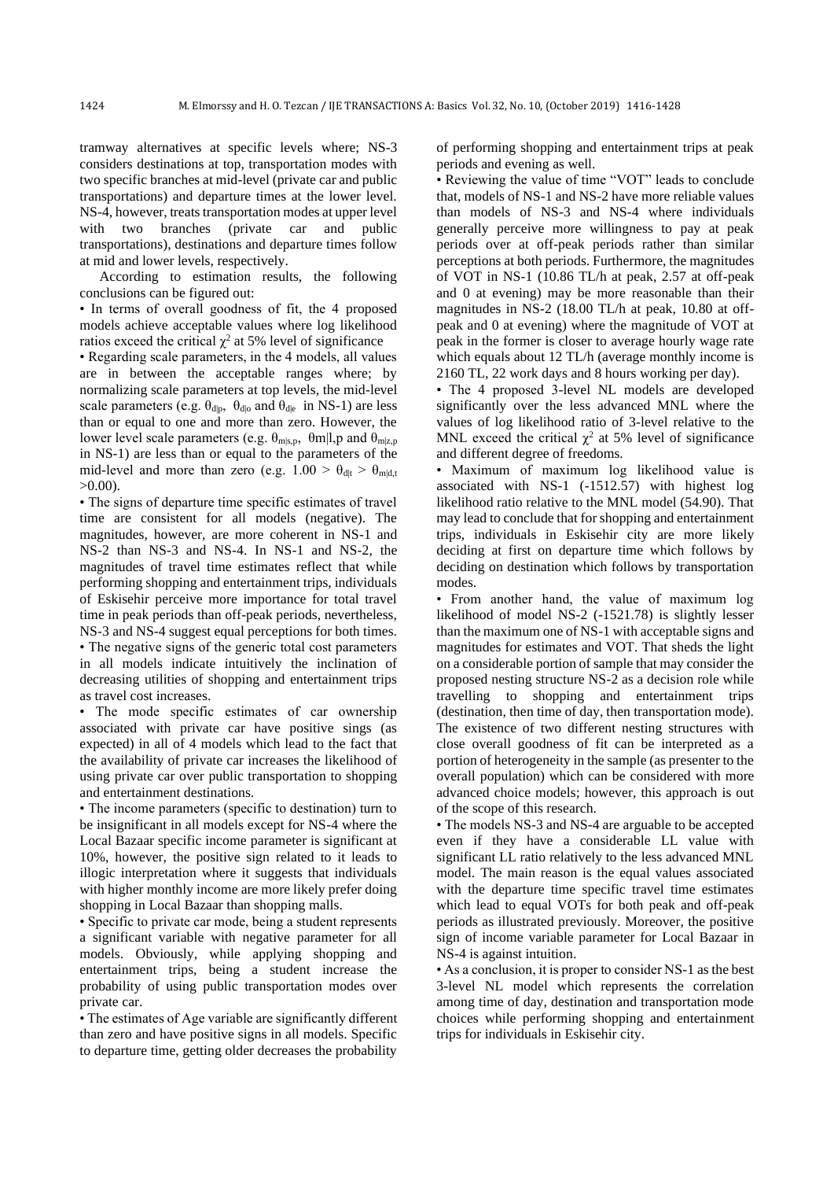tramway alternatives at specific levels where; NS-3 considers destinations at top, transportation modes with two specific branches at mid-level (private car and public transportations) and departure times at the lower level. NS-4, however, treats transportation modes at upper level with two branches (private car and public transportations), destinations and departure times follow at mid and lower levels, respectively.

According to estimation results, the following conclusions can be figured out:

• In terms of overall goodness of fit, the 4 proposed models achieve acceptable values where log likelihood ratios exceed the critical $\chi^2$ at 5% level of significance

• Regarding scale parameters, in the 4 models, all values are in between the acceptable ranges where; by normalizing scale parameters at top levels, the mid-level scale parameters (e.g. $\theta_{d|p}$, $\theta_{d|o}$ and $\theta_{d|e}$ in NS-1) are less than or equal to one and more than zero. However, the lower level scale parameters (e.g. $\theta_{m|s,p}$, $\theta m|l,p$ and $\theta_{m|z,p}$ in NS-1) are less than or equal to the parameters of the mid-level and more than zero (e.g. $1.00 > \theta_{d|t} > \theta_{m|d,t} > 0.00$).

• The signs of departure time specific estimates of travel time are consistent for all models (negative). The magnitudes, however, are more coherent in NS-1 and NS-2 than NS-3 and NS-4. In NS-1 and NS-2, the magnitudes of travel time estimates reflect that while performing shopping and entertainment trips, individuals of Eskisehir perceive more importance for total travel time in peak periods than off-peak periods, nevertheless, NS-3 and NS-4 suggest equal perceptions for both times.

• The negative signs of the generic total cost parameters in all models indicate intuitively the inclination of decreasing utilities of shopping and entertainment trips as travel cost increases.

• The mode specific estimates of car ownership associated with private car have positive sings (as expected) in all of 4 models which lead to the fact that the availability of private car increases the likelihood of using private car over public transportation to shopping and entertainment destinations.

• The income parameters (specific to destination) turn to be insignificant in all models except for NS-4 where the Local Bazaar specific income parameter is significant at 10%, however, the positive sign related to it leads to illogic interpretation where it suggests that individuals with higher monthly income are more likely prefer doing shopping in Local Bazaar than shopping malls.

• Specific to private car mode, being a student represents a significant variable with negative parameter for all models. Obviously, while applying shopping and entertainment trips, being a student increase the probability of using public transportation modes over private car.

• The estimates of Age variable are significantly different than zero and have positive signs in all models. Specific to departure time, getting older decreases the probability of performing shopping and entertainment trips at peak periods and evening as well.

• Reviewing the value of time "VOT" leads to conclude that, models of NS-1 and NS-2 have more reliable values than models of NS-3 and NS-4 where individuals generally perceive more willingness to pay at peak periods over at off-peak periods rather than similar perceptions at both periods. Furthermore, the magnitudes of VOT in NS-1 (10.86 TL/h at peak, 2.57 at off-peak and 0 at evening) may be more reasonable than their magnitudes in NS-2 (18.00 TL/h at peak, 10.80 at off-peak and 0 at evening) where the magnitude of VOT at peak in the former is closer to average hourly wage rate which equals about 12 TL/h (average monthly income is 2160 TL, 22 work days and 8 hours working per day).

• The 4 proposed 3-level NL models are developed significantly over the less advanced MNL where the values of log likelihood ratio of 3-level relative to the MNL exceed the critical $\chi^2$ at 5% level of significance and different degree of freedoms.

• Maximum of maximum log likelihood value is associated with NS-1 (-1512.57) with highest log likelihood ratio relative to the MNL model (54.90). That may lead to conclude that for shopping and entertainment trips, individuals in Eskisehir city are more likely deciding at first on departure time which follows by deciding on destination which follows by transportation modes.

• From another hand, the value of maximum log likelihood of model NS-2 (-1521.78) is slightly lesser than the maximum one of NS-1 with acceptable signs and magnitudes for estimates and VOT. That sheds the light on a considerable portion of sample that may consider the proposed nesting structure NS-2 as a decision role while travelling to shopping and entertainment trips (destination, then time of day, then transportation mode). The existence of two different nesting structures with close overall goodness of fit can be interpreted as a portion of heterogeneity in the sample (as presenter to the overall population) which can be considered with more advanced choice models; however, this approach is out of the scope of this research.

• The models NS-3 and NS-4 are arguable to be accepted even if they have a considerable LL value with significant LL ratio relatively to the less advanced MNL model. The main reason is the equal values associated with the departure time specific travel time estimates which lead to equal VOTs for both peak and off-peak periods as illustrated previously. Moreover, the positive sign of income variable parameter for Local Bazaar in NS-4 is against intuition.

• As a conclusion, it is proper to consider NS-1 as the best 3-level NL model which represents the correlation among time of day, destination and transportation mode choices while performing shopping and entertainment trips for individuals in Eskisehir city.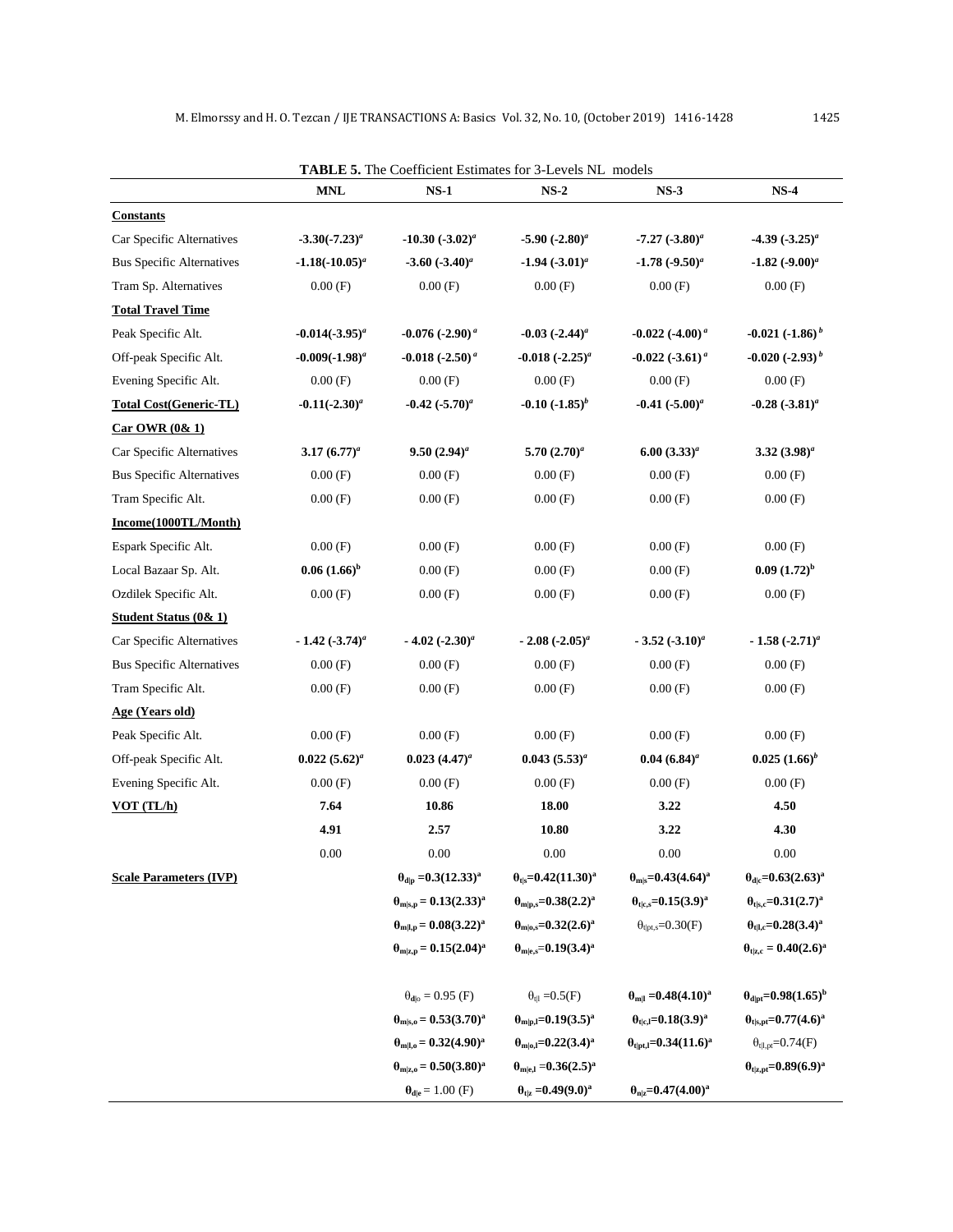**TABLE 5.** The Coefficient Estimates for 3-Levels NL models

| | MNL | NS-1 | NS-2 | NS-3 | NS-4 |
|---|---|---|---|---|---|
| **Constants** | | | | | |
| Car Specific Alternatives | **-3.30(-7.23)**[a] | **-10.30 (-3.02)**[a] | **-5.90 (-2.80)**[a] | **-7.27 (-3.80)**[a] | **-4.39 (-3.25)**[a] |
| Bus Specific Alternatives | **-1.18(-10.05)**[a] | **-3.60 (-3.40)**[a] | **-1.94 (-3.01)**[a] | **-1.78 (-9.50)**[a] | **-1.82 (-9.00)**[a] |
| Tram Sp. Alternatives | 0.00 (F) | 0.00 (F) | 0.00 (F) | 0.00 (F) | 0.00 (F) |
| **Total Travel Time** | | | | | |
| Peak Specific Alt. | **-0.014(-3.95)**[a] | **-0.076 (-2.90)**[a] | **-0.03 (-2.44)**[a] | **-0.022 (-4.00)**[a] | **-0.021 (-1.86)**[b] |
| Off-peak Specific Alt. | **-0.009(-1.98)**[a] | **-0.018 (-2.50)**[a] | **-0.018 (-2.25)**[a] | **-0.022 (-3.61)**[a] | **-0.020 (-2.93)**[b] |
| Evening Specific Alt. | 0.00 (F) | 0.00 (F) | 0.00 (F) | 0.00 (F) | 0.00 (F) |
| **Total Cost(Generic-TL)** | **-0.11(-2.30)**[a] | **-0.42 (-5.70)**[a] | **-0.10 (-1.85)**[b] | **-0.41 (-5.00)**[a] | **-0.28 (-3.81)**[a] |
| **Car OWR (0& 1)** | | | | | |
| Car Specific Alternatives | **3.17 (6.77)**[a] | **9.50 (2.94)**[a] | **5.70 (2.70)**[a] | **6.00 (3.33)**[a] | **3.32 (3.98)**[a] |
| Bus Specific Alternatives | 0.00 (F) | 0.00 (F) | 0.00 (F) | 0.00 (F) | 0.00 (F) |
| Tram Specific Alt. | 0.00 (F) | 0.00 (F) | 0.00 (F) | 0.00 (F) | 0.00 (F) |
| **Income(1000TL/Month)** | | | | | |
| Espark Specific Alt. | 0.00 (F) | 0.00 (F) | 0.00 (F) | 0.00 (F) | 0.00 (F) |
| Local Bazaar Sp. Alt. | **0.06 (1.66)**[b] | 0.00 (F) | 0.00 (F) | 0.00 (F) | **0.09 (1.72)**[b] |
| Ozdilek Specific Alt. | 0.00 (F) | 0.00 (F) | 0.00 (F) | 0.00 (F) | 0.00 (F) |
| **Student Status (0& 1)** | | | | | |
| Car Specific Alternatives | **- 1.42 (-3.74)**[a] | **- 4.02 (-2.30)**[a] | **- 2.08 (-2.05)**[a] | **- 3.52 (-3.10)**[a] | **- 1.58 (-2.71)**[a] |
| Bus Specific Alternatives | 0.00 (F) | 0.00 (F) | 0.00 (F) | 0.00 (F) | 0.00 (F) |
| Tram Specific Alt. | 0.00 (F) | 0.00 (F) | 0.00 (F) | 0.00 (F) | 0.00 (F) |
| **Age (Years old)** | | | | | |
| Peak Specific Alt. | 0.00 (F) | 0.00 (F) | 0.00 (F) | 0.00 (F) | 0.00 (F) |
| Off-peak Specific Alt. | **0.022 (5.62)**[a] | **0.023 (4.47)**[a] | **0.043 (5.53)**[a] | **0.04 (6.84)**[a] | **0.025 (1.66)**[b] |
| Evening Specific Alt. | 0.00 (F) | 0.00 (F) | 0.00 (F) | 0.00 (F) | 0.00 (F) |
| **VOT (TL/h)** | **7.64** | **10.86** | **18.00** | **3.22** | **4.50** |
| | **4.91** | **2.57** | **10.80** | **3.22** | **4.30** |
| | 0.00 | 0.00 | 0.00 | 0.00 | 0.00 |
| **Scale Parameters (IVP)** | | $\boldsymbol{\theta_{d\|p}=0.3(12.33)}$[a] | $\boldsymbol{\theta_{t\|s}=0.42(11.30)}$[a] | $\boldsymbol{\theta_{m\|s}=0.43(4.64)}$[a] | $\boldsymbol{\theta_{d\|c}=0.63(2.63)}$[a] |
| | | $\boldsymbol{\theta_{m\|s,p}=0.13(2.33)}$[a] | $\boldsymbol{\theta_{m\|p,s}=0.38(2.2)}$[a] | $\boldsymbol{\theta_{t\|c,s}=0.15(3.9)}$[a] | $\boldsymbol{\theta_{t\|s,c}=0.31(2.7)}$[a] |
| | | $\boldsymbol{\theta_{m\|l,p}=0.08(3.22)}$[a] | $\boldsymbol{\theta_{m\|o,s}=0.32(2.6)}$[a] | $\theta_{t\|pt,s}=0.30$(F) | $\boldsymbol{\theta_{t\|l,c}=0.28(3.4)}$[a] |
| | | $\boldsymbol{\theta_{m\|z,p}=0.15(2.04)}$[a] | $\boldsymbol{\theta_{m\|e,s}=0.19(3.4)}$[a] | | $\boldsymbol{\theta_{t\|z,c}=0.40(2.6)}$[a] |
| | | $\theta_{d\|o}=0.95$ (F) | $\theta_{t\|l}=0.5$(F) | $\boldsymbol{\theta_{m\|l}=0.48(4.10)}$[a] | $\boldsymbol{\theta_{d\|pt}=0.98(1.65)}$[b] |
| | | $\boldsymbol{\theta_{m\|s,o}=0.53(3.70)}$[a] | $\boldsymbol{\theta_{m\|p,l}=0.19(3.5)}$[a] | $\boldsymbol{\theta_{t\|c,l}=0.18(3.9)}$[a] | $\boldsymbol{\theta_{t\|s,pt}=0.77(4.6)}$[a] |
| | | $\boldsymbol{\theta_{m\|l,o}=0.32(4.90)}$[a] | $\boldsymbol{\theta_{m\|o,l}=0.22(3.4)}$[a] | $\boldsymbol{\theta_{t\|pt,l}=0.34(11.6)}$[a] | $\theta_{t\|l,pt}=0.74$(F) |
| | | $\boldsymbol{\theta_{m\|z,o}=0.50(3.80)}$[a] | $\boldsymbol{\theta_{m\|e,l}=0.36(2.5)}$[a] | | $\boldsymbol{\theta_{t\|z,pt}=0.89(6.9)}$[a] |
| | | $\boldsymbol{\theta_{d\|e}}=1.00$ (F) | $\boldsymbol{\theta_{t\|z}=0.49(9.0)}$[a] | $\boldsymbol{\theta_{n\|z}=0.47(4.00)}$[a] | |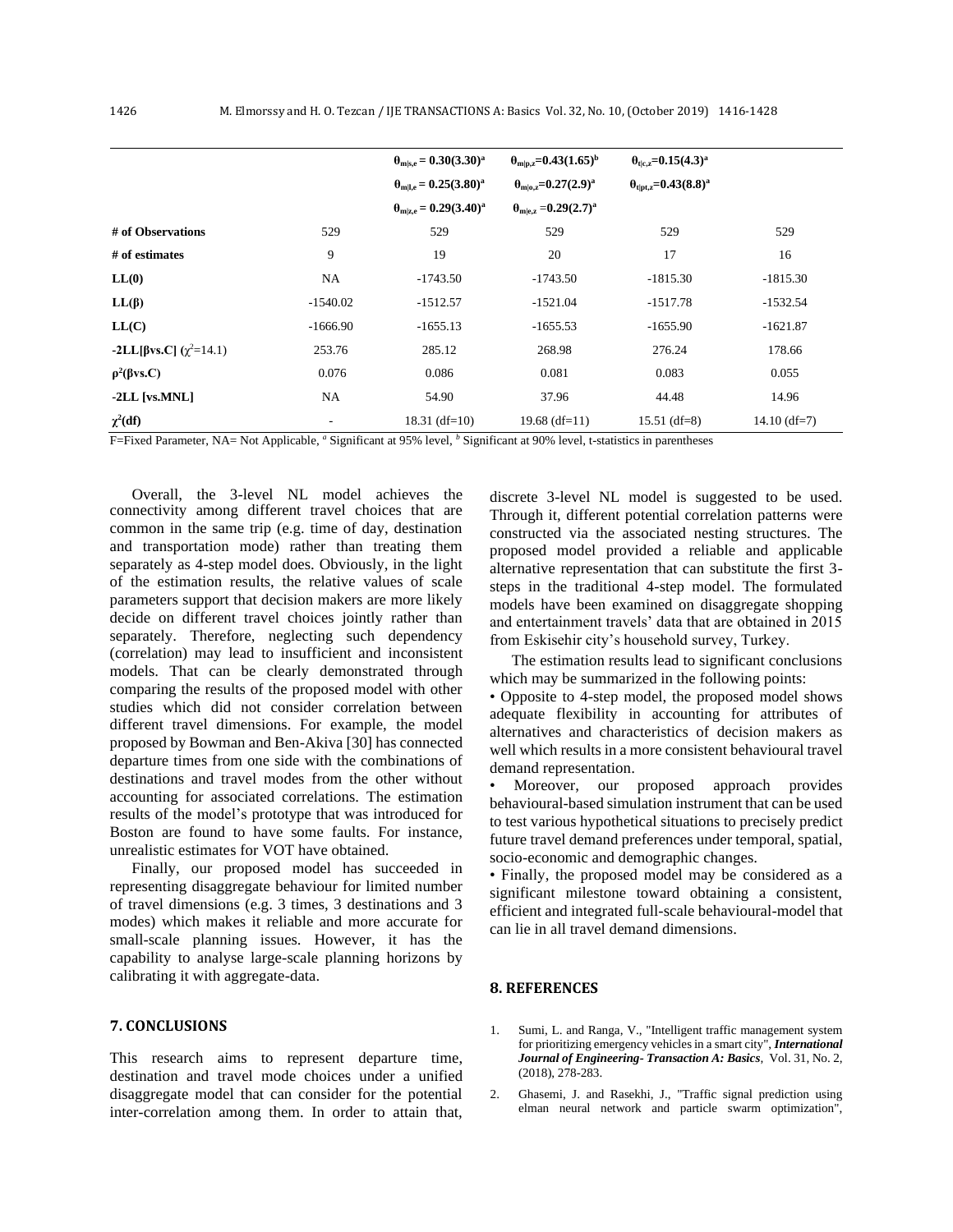| | | $\theta_{m\|s,e} = 0.30(3.30)^a$ $\theta_{m\|l,e} = 0.25(3.80)^a$ $\theta_{m\|z,e} = 0.29(3.40)^a$ | $\theta_{m\|p,z}=0.43(1.65)^b$ $\theta_{m\|o,z}=0.27(2.9)^a$ $\theta_{m\|e,z} =0.29(2.7)^a$ | $\theta_{t\|c,z}=0.15(4.3)^a$ $\theta_{t\|pt,z}=0.43(8.8)^a$ | |
|---|---|---|---|---|---|
| **# of Observations** | 529 | 529 | 529 | 529 | 529 |
| **# of estimates** | 9 | 19 | 20 | 17 | 16 |
| **LL(0)** | NA | -1743.50 | -1743.50 | -1815.30 | -1815.30 |
| **LL(β)** | -1540.02 | -1512.57 | -1521.04 | -1517.78 | -1532.54 |
| **LL(C)** | -1666.90 | -1655.13 | -1655.53 | -1655.90 | -1621.87 |
| **-2LL[βvs.C]** ($\chi^2$=14.1) | 253.76 | 285.12 | 268.98 | 276.24 | 178.66 |
| **$\rho^2$(βvs.C)** | 0.076 | 0.086 | 0.081 | 0.083 | 0.055 |
| **-2LL [vs.MNL]** | NA | 54.90 | 37.96 | 44.48 | 14.96 |
| **$\chi^2$(df)** | - | 18.31 (df=10) | 19.68 (df=11) | 15.51 (df=8) | 14.10 (df=7) |

F=Fixed Parameter, NA= Not Applicable, [a] Significant at 95% level, [b] Significant at 90% level, t-statistics in parentheses

Overall, the 3-level NL model achieves the connectivity among different travel choices that are common in the same trip (e.g. time of day, destination and transportation mode) rather than treating them separately as 4-step model does. Obviously, in the light of the estimation results, the relative values of scale parameters support that decision makers are more likely decide on different travel choices jointly rather than separately. Therefore, neglecting such dependency (correlation) may lead to insufficient and inconsistent models. That can be clearly demonstrated through comparing the results of the proposed model with other studies which did not consider correlation between different travel dimensions. For example, the model proposed by Bowman and Ben-Akiva [30] has connected departure times from one side with the combinations of destinations and travel modes from the other without accounting for associated correlations. The estimation results of the model's prototype that was introduced for Boston are found to have some faults. For instance, unrealistic estimates for VOT have obtained.

Finally, our proposed model has succeeded in representing disaggregate behaviour for limited number of travel dimensions (e.g. 3 times, 3 destinations and 3 modes) which makes it reliable and more accurate for small-scale planning issues. However, it has the capability to analyse large-scale planning horizons by calibrating it with aggregate-data.

## 7. CONCLUSIONS

This research aims to represent departure time, destination and travel mode choices under a unified disaggregate model that can consider for the potential inter-correlation among them. In order to attain that, discrete 3-level NL model is suggested to be used. Through it, different potential correlation patterns were constructed via the associated nesting structures. The proposed model provided a reliable and applicable alternative representation that can substitute the first 3-steps in the traditional 4-step model. The formulated models have been examined on disaggregate shopping and entertainment travels' data that are obtained in 2015 from Eskisehir city's household survey, Turkey.

The estimation results lead to significant conclusions which may be summarized in the following points:

- Opposite to 4-step model, the proposed model shows adequate flexibility in accounting for attributes of alternatives and characteristics of decision makers as well which results in a more consistent behavioural travel demand representation.
- Moreover, our proposed approach provides behavioural-based simulation instrument that can be used to test various hypothetical situations to precisely predict future travel demand preferences under temporal, spatial, socio-economic and demographic changes.
- Finally, the proposed model may be considered as a significant milestone toward obtaining a consistent, efficient and integrated full-scale behavioural-model that can lie in all travel demand dimensions.

## 8. REFERENCES

1. Sumi, L. and Ranga, V., "Intelligent traffic management system for prioritizing emergency vehicles in a smart city", ***International Journal of Engineering- Transaction A: Basics***, Vol. 31, No. 2, (2018), 278-283.
2. Ghasemi, J. and Rasekhi, J., "Traffic signal prediction using elman neural network and particle swarm optimization",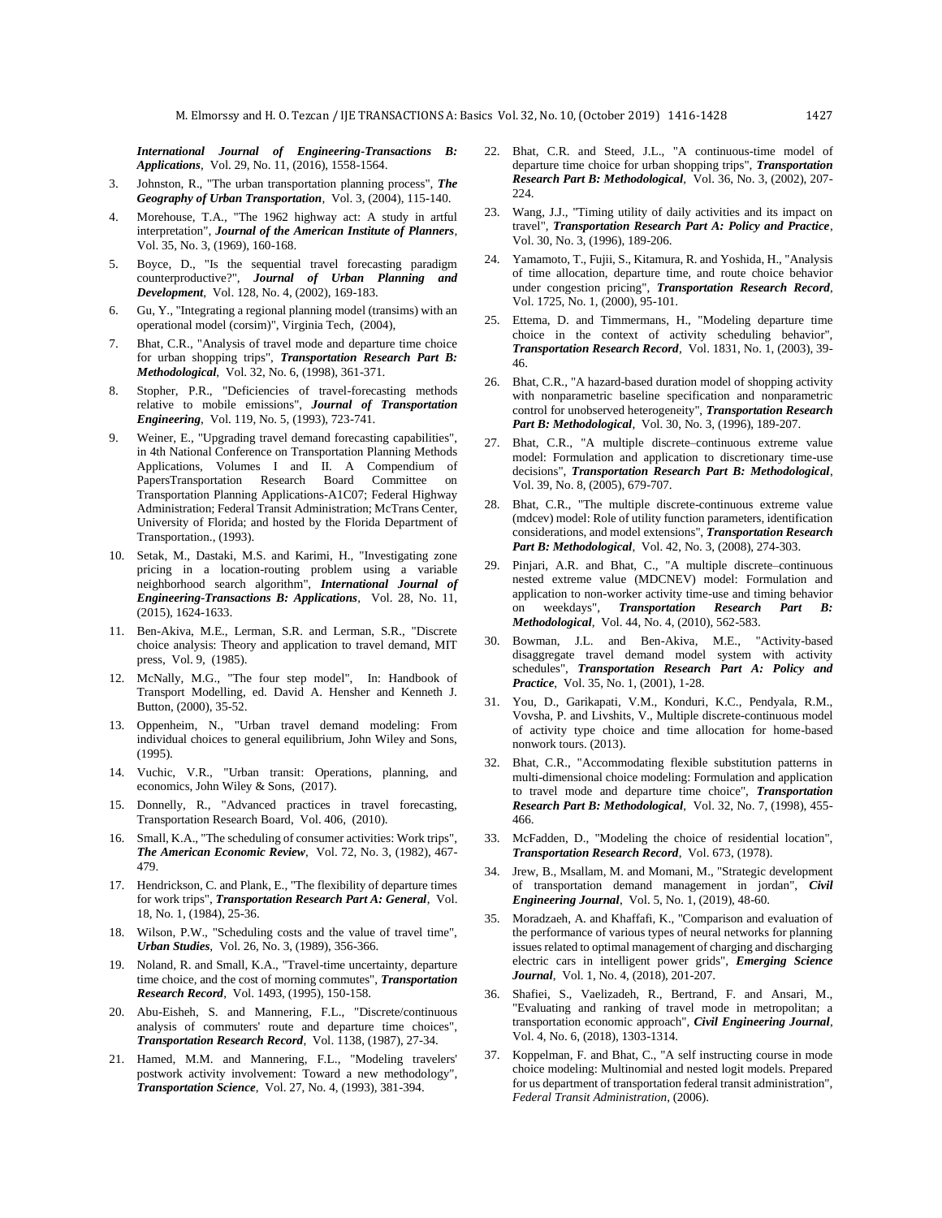*International Journal of Engineering-Transactions B: Applications*, Vol. 29, No. 11, (2016), 1558-1564.

3. Johnston, R., "The urban transportation planning process", ***The Geography of Urban Transportation***, Vol. 3, (2004), 115-140.
4. Morehouse, T.A., "The 1962 highway act: A study in artful interpretation", ***Journal of the American Institute of Planners***, Vol. 35, No. 3, (1969), 160-168.
5. Boyce, D., "Is the sequential travel forecasting paradigm counterproductive?", ***Journal of Urban Planning and Development***, Vol. 128, No. 4, (2002), 169-183.
6. Gu, Y., "Integrating a regional planning model (transims) with an operational model (corsim)", Virginia Tech, (2004),
7. Bhat, C.R., "Analysis of travel mode and departure time choice for urban shopping trips", ***Transportation Research Part B: Methodological***, Vol. 32, No. 6, (1998), 361-371.
8. Stopher, P.R., "Deficiencies of travel-forecasting methods relative to mobile emissions", ***Journal of Transportation Engineering***, Vol. 119, No. 5, (1993), 723-741.
9. Weiner, E., "Upgrading travel demand forecasting capabilities", in 4th National Conference on Transportation Planning Methods Applications, Volumes I and II. A Compendium of PapersTransportation Research Board Committee on Transportation Planning Applications-A1C07; Federal Highway Administration; Federal Transit Administration; McTrans Center, University of Florida; and hosted by the Florida Department of Transportation., (1993).
10. Setak, M., Dastaki, M.S. and Karimi, H., "Investigating zone pricing in a location-routing problem using a variable neighborhood search algorithm", ***International Journal of Engineering-Transactions B: Applications***, Vol. 28, No. 11, (2015), 1624-1633.
11. Ben-Akiva, M.E., Lerman, S.R. and Lerman, S.R., "Discrete choice analysis: Theory and application to travel demand, MIT press, Vol. 9, (1985).
12. McNally, M.G., "The four step model", In: Handbook of Transport Modelling, ed. David A. Hensher and Kenneth J. Button, (2000), 35-52.
13. Oppenheim, N., "Urban travel demand modeling: From individual choices to general equilibrium, John Wiley and Sons, (1995).
14. Vuchic, V.R., "Urban transit: Operations, planning, and economics, John Wiley & Sons, (2017).
15. Donnelly, R., "Advanced practices in travel forecasting, Transportation Research Board, Vol. 406, (2010).
16. Small, K.A., "The scheduling of consumer activities: Work trips", ***The American Economic Review***, Vol. 72, No. 3, (1982), 467-479.
17. Hendrickson, C. and Plank, E., "The flexibility of departure times for work trips", ***Transportation Research Part A: General***, Vol. 18, No. 1, (1984), 25-36.
18. Wilson, P.W., "Scheduling costs and the value of travel time", ***Urban Studies***, Vol. 26, No. 3, (1989), 356-366.
19. Noland, R. and Small, K.A., "Travel-time uncertainty, departure time choice, and the cost of morning commutes", ***Transportation Research Record***, Vol. 1493, (1995), 150-158.
20. Abu-Eisheh, S. and Mannering, F.L., "Discrete/continuous analysis of commuters' route and departure time choices", ***Transportation Research Record***, Vol. 1138, (1987), 27-34.
21. Hamed, M.M. and Mannering, F.L., "Modeling travelers' postwork activity involvement: Toward a new methodology", ***Transportation Science***, Vol. 27, No. 4, (1993), 381-394.
22. Bhat, C.R. and Steed, J.L., "A continuous-time model of departure time choice for urban shopping trips", ***Transportation Research Part B: Methodological***, Vol. 36, No. 3, (2002), 207-224.
23. Wang, J.J., "Timing utility of daily activities and its impact on travel", ***Transportation Research Part A: Policy and Practice***, Vol. 30, No. 3, (1996), 189-206.
24. Yamamoto, T., Fujii, S., Kitamura, R. and Yoshida, H., "Analysis of time allocation, departure time, and route choice behavior under congestion pricing", ***Transportation Research Record***, Vol. 1725, No. 1, (2000), 95-101.
25. Ettema, D. and Timmermans, H., "Modeling departure time choice in the context of activity scheduling behavior", ***Transportation Research Record***, Vol. 1831, No. 1, (2003), 39-46.
26. Bhat, C.R., "A hazard-based duration model of shopping activity with nonparametric baseline specification and nonparametric control for unobserved heterogeneity", ***Transportation Research Part B: Methodological***, Vol. 30, No. 3, (1996), 189-207.
27. Bhat, C.R., "A multiple discrete–continuous extreme value model: Formulation and application to discretionary time-use decisions", ***Transportation Research Part B: Methodological***, Vol. 39, No. 8, (2005), 679-707.
28. Bhat, C.R., "The multiple discrete-continuous extreme value (mdcev) model: Role of utility function parameters, identification considerations, and model extensions", ***Transportation Research Part B: Methodological***, Vol. 42, No. 3, (2008), 274-303.
29. Pinjari, A.R. and Bhat, C., "A multiple discrete–continuous nested extreme value (MDCNEV) model: Formulation and application to non-worker activity time-use and timing behavior on weekdays", ***Transportation Research Part B: Methodological***, Vol. 44, No. 4, (2010), 562-583.
30. Bowman, J.L. and Ben-Akiva, M.E., "Activity-based disaggregate travel demand model system with activity schedules", ***Transportation Research Part A: Policy and Practice***, Vol. 35, No. 1, (2001), 1-28.
31. You, D., Garikapati, V.M., Konduri, K.C., Pendyala, R.M., Vovsha, P. and Livshits, V., Multiple discrete-continuous model of activity type choice and time allocation for home-based nonwork tours. (2013).
32. Bhat, C.R., "Accommodating flexible substitution patterns in multi-dimensional choice modeling: Formulation and application to travel mode and departure time choice", ***Transportation Research Part B: Methodological***, Vol. 32, No. 7, (1998), 455-466.
33. McFadden, D., "Modeling the choice of residential location", ***Transportation Research Record***, Vol. 673, (1978).
34. Jrew, B., Msallam, M. and Momani, M., "Strategic development of transportation demand management in jordan", ***Civil Engineering Journal***, Vol. 5, No. 1, (2019), 48-60.
35. Moradzaeh, A. and Khaffafi, K., "Comparison and evaluation of the performance of various types of neural networks for planning issues related to optimal management of charging and discharging electric cars in intelligent power grids", ***Emerging Science Journal***, Vol. 1, No. 4, (2018), 201-207.
36. Shafiei, S., Vaelizadeh, R., Bertrand, F. and Ansari, M., "Evaluating and ranking of travel mode in metropolitan; a transportation economic approach", ***Civil Engineering Journal***, Vol. 4, No. 6, (2018), 1303-1314.
37. Koppelman, F. and Bhat, C., "A self instructing course in mode choice modeling: Multinomial and nested logit models. Prepared for us department of transportation federal transit administration", *Federal Transit Administration*, (2006).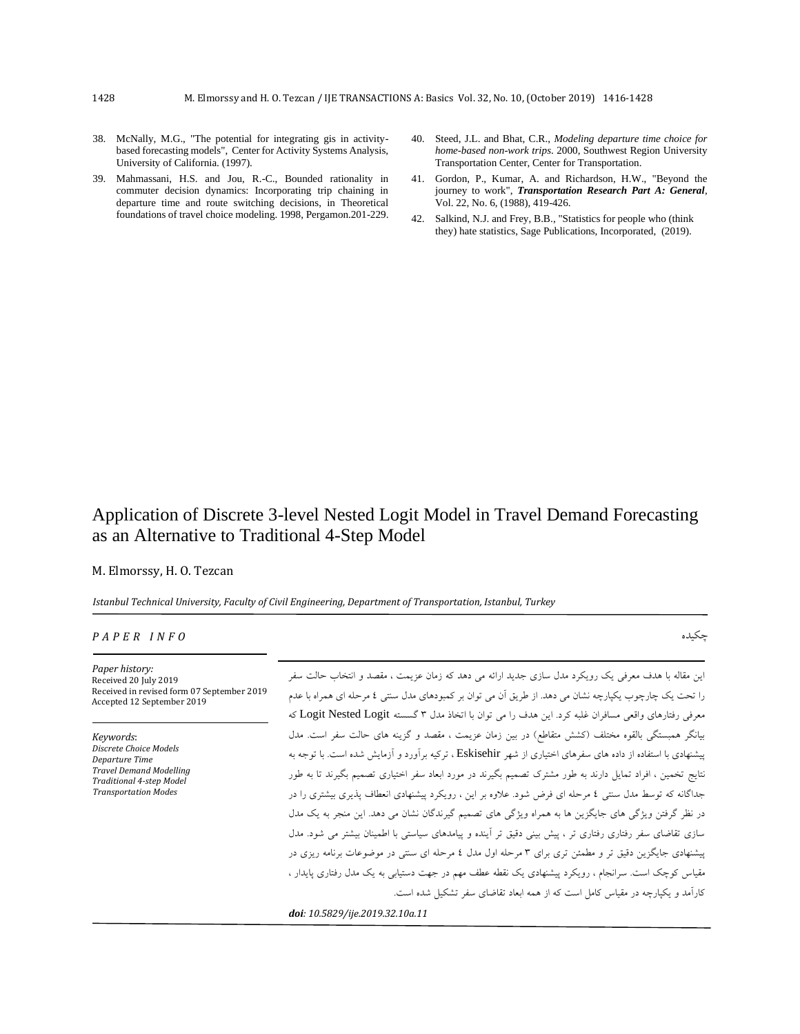38. McNally, M.G., "The potential for integrating gis in activity-based forecasting models", Center for Activity Systems Analysis, University of California. (1997).
39. Mahmassani, H.S. and Jou, R.-C., Bounded rationality in commuter decision dynamics: Incorporating trip chaining in departure time and route switching decisions, in Theoretical foundations of travel choice modeling. 1998, Pergamon.201-229.
40. Steed, J.L. and Bhat, C.R., *Modeling departure time choice for home-based non-work trips*. 2000, Southwest Region University Transportation Center, Center for Transportation.
41. Gordon, P., Kumar, A. and Richardson, H.W., "Beyond the journey to work", ***Transportation Research Part A: General***, Vol. 22, No. 6, (1988), 419-426.
42. Salkind, N.J. and Frey, B.B., "Statistics for people who (think they) hate statistics, Sage Publications, Incorporated, (2019).

# Application of Discrete 3-level Nested Logit Model in Travel Demand Forecasting as an Alternative to Traditional 4-Step Model

M. Elmorssy, H. O. Tezcan

*Istanbul Technical University, Faculty of Civil Engineering, Department of Transportation, Istanbul, Turkey*

*PAPER INFO*

*Paper history:*
Received 20 July 2019
Received in revised form 07 September 2019
Accepted 12 September 2019

*Keywords*:
*Discrete Choice Models*
*Departure Time*
*Travel Demand Modelling*
*Traditional 4-step Model*
*Transportation Modes*

چکیده

این مقاله با هدف معرفی یک رویکرد مدل سازی جدید ارائه می دهد که زمان عزیمت ، مقصد و انتخاب حالت سفر را تحت یک چارچوب یکپارچه نشان می دهد. از طریق آن می توان بر کمبودهای مدل سنتی ٤ مرحله ای همراه با عدم معرفی رفتارهای واقعی مسافران غلبه کرد. این هدف را می توان با اتخاذ مدل ۳ گسسته Logit Nested Logit که بیانگر همبستگی بالقوه مختلف (کشش متقاطع) در بین زمان عزیمت ، مقصد و گزینه های حالت سفر است. مدل پیشنهادی با استفاده از داده های سفرهای اختیاری از شهر Eskisehir ، ترکیه برآورد و آزمایش شده است. با توجه به نتایج تخمین ، افراد تمایل دارند به طور مشترک تصمیم بگیرند در مورد ابعاد سفر اختیاری تصمیم بگیرند تا به طور جداگانه که توسط مدل سنتی ٤ مرحله ای فرض شود. علاوه بر این ، رویکرد پیشنهادی انعطاف پذیری بیشتری را در در نظر گرفتن ویژگی های جایگزین ها به همراه ویژگی های تصمیم گیرندگان نشان می دهد. این منجر به یک مدل سازی تقاضای سفر رفتاری تر ، پیش بینی دقیق تر آینده و پیامدهای سیاستی با اطمینان بیشتر می شود. مدل پیشنهادی جایگزین دقیق تر و مطمئن تری برای ۳ مرحله اول مدل ٤ مرحله ای سنتی در موضوعات برنامه ریزی در مقیاس کوچک است. سرانجام ، رویکرد پیشنهادی یک نقطه عطف مهم در جهت دستیابی به یک مدل رفتاری پایدار ، کارآمد و یکپارچه در مقیاس کامل است که از همه ابعاد تقاضای سفر تشکیل شده است.

***doi***: *10.5829/ije.2019.32.10a.11*